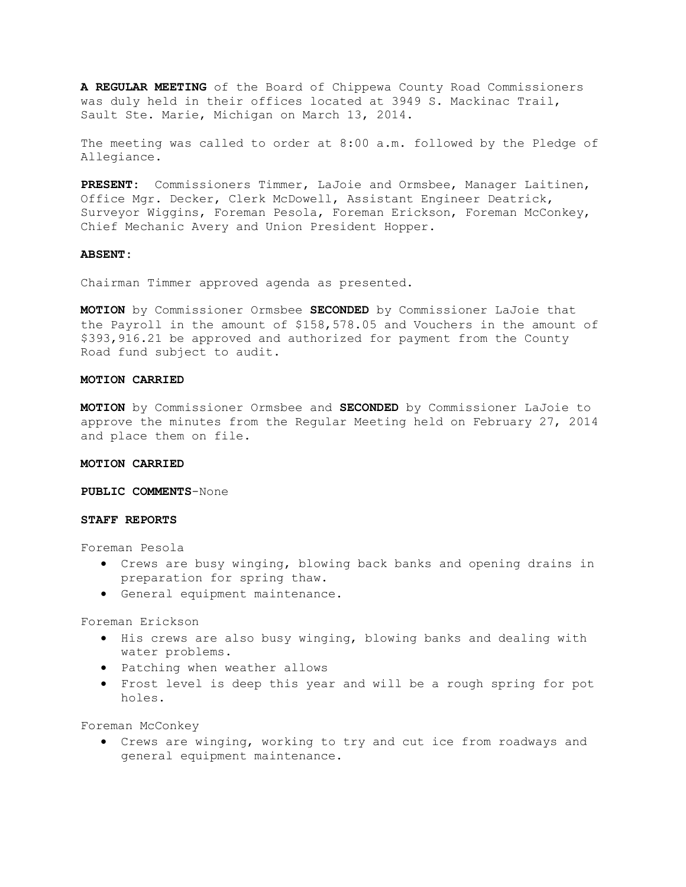**A REGULAR MEETING** of the Board of Chippewa County Road Commissioners was duly held in their offices located at 3949 S. Mackinac Trail, Sault Ste. Marie, Michigan on March 13, 2014.

The meeting was called to order at 8:00 a.m. followed by the Pledge of Allegiance.

**PRESENT:** Commissioners Timmer, LaJoie and Ormsbee, Manager Laitinen, Office Mgr. Decker, Clerk McDowell, Assistant Engineer Deatrick, Surveyor Wiggins, Foreman Pesola, Foreman Erickson, Foreman McConkey, Chief Mechanic Avery and Union President Hopper.

**ABSENT:**

Chairman Timmer approved agenda as presented.

**MOTION** by Commissioner Ormsbee **SECONDED** by Commissioner LaJoie that the Payroll in the amount of $158,578.05 and Vouchers in the amount of $393,916.21 be approved and authorized for payment from the County Road fund subject to audit.

**MOTION CARRIED**

**MOTION** by Commissioner Ormsbee and **SECONDED** by Commissioner LaJoie to approve the minutes from the Regular Meeting held on February 27, 2014 and place them on file.

**MOTION CARRIED**

**PUBLIC COMMENTS**-None

**STAFF REPORTS**

Foreman Pesola

- Crews are busy winging, blowing back banks and opening drains in preparation for spring thaw.
- General equipment maintenance.

Foreman Erickson

- His crews are also busy winging, blowing banks and dealing with water problems.
- Patching when weather allows
- Frost level is deep this year and will be a rough spring for pot holes.

Foreman McConkey

- Crews are winging, working to try and cut ice from roadways and general equipment maintenance.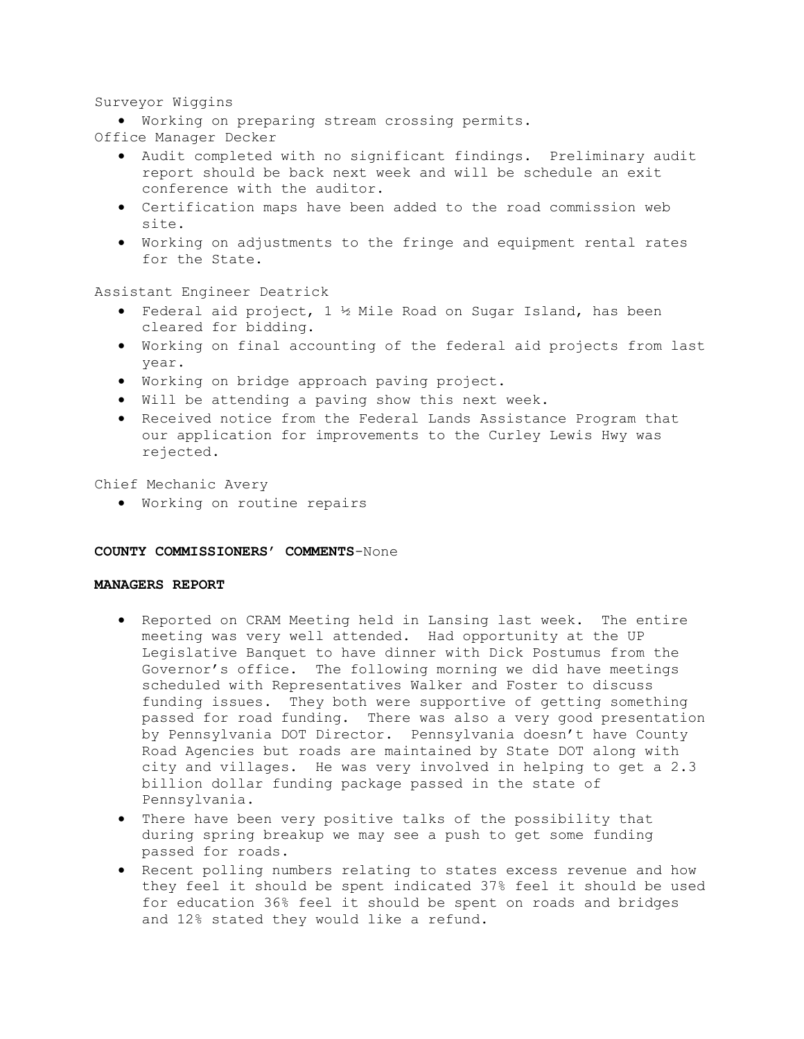Surveyor Wiggins

- Working on preparing stream crossing permits.

Office Manager Decker

- Audit completed with no significant findings. Preliminary audit report should be back next week and will be schedule an exit conference with the auditor.
- Certification maps have been added to the road commission web site.
- Working on adjustments to the fringe and equipment rental rates for the State.

Assistant Engineer Deatrick

- Federal aid project, 1 ½ Mile Road on Sugar Island, has been cleared for bidding.
- Working on final accounting of the federal aid projects from last year.
- Working on bridge approach paving project.
- Will be attending a paving show this next week.
- Received notice from the Federal Lands Assistance Program that our application for improvements to the Curley Lewis Hwy was rejected.

Chief Mechanic Avery

- Working on routine repairs

**COUNTY COMMISSIONERS' COMMENTS**-None

**MANAGERS REPORT**

- Reported on CRAM Meeting held in Lansing last week. The entire meeting was very well attended. Had opportunity at the UP Legislative Banquet to have dinner with Dick Postumus from the Governor's office. The following morning we did have meetings scheduled with Representatives Walker and Foster to discuss funding issues. They both were supportive of getting something passed for road funding. There was also a very good presentation by Pennsylvania DOT Director. Pennsylvania doesn't have County Road Agencies but roads are maintained by State DOT along with city and villages. He was very involved in helping to get a 2.3 billion dollar funding package passed in the state of Pennsylvania.
- There have been very positive talks of the possibility that during spring breakup we may see a push to get some funding passed for roads.
- Recent polling numbers relating to states excess revenue and how they feel it should be spent indicated 37% feel it should be used for education 36% feel it should be spent on roads and bridges and 12% stated they would like a refund.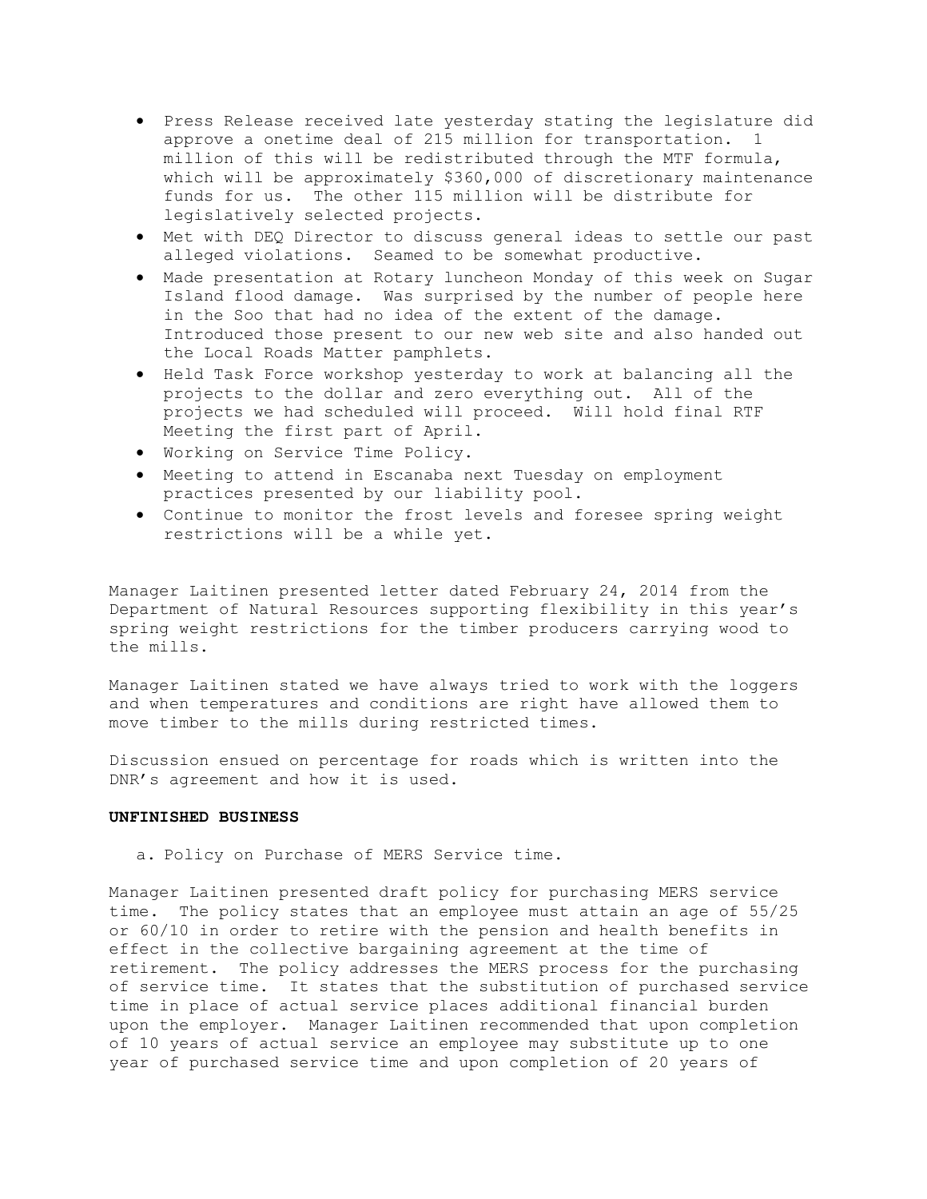- Press Release received late yesterday stating the legislature did approve a onetime deal of 215 million for transportation. 1 million of this will be redistributed through the MTF formula, which will be approximately $360,000 of discretionary maintenance funds for us. The other 115 million will be distribute for legislatively selected projects.
- Met with DEQ Director to discuss general ideas to settle our past alleged violations. Seamed to be somewhat productive.
- Made presentation at Rotary luncheon Monday of this week on Sugar Island flood damage. Was surprised by the number of people here in the Soo that had no idea of the extent of the damage. Introduced those present to our new web site and also handed out the Local Roads Matter pamphlets.
- Held Task Force workshop yesterday to work at balancing all the projects to the dollar and zero everything out. All of the projects we had scheduled will proceed. Will hold final RTF Meeting the first part of April.
- Working on Service Time Policy.
- Meeting to attend in Escanaba next Tuesday on employment practices presented by our liability pool.
- Continue to monitor the frost levels and foresee spring weight restrictions will be a while yet.

Manager Laitinen presented letter dated February 24, 2014 from the Department of Natural Resources supporting flexibility in this year's spring weight restrictions for the timber producers carrying wood to the mills.

Manager Laitinen stated we have always tried to work with the loggers and when temperatures and conditions are right have allowed them to move timber to the mills during restricted times.

Discussion ensued on percentage for roads which is written into the DNR's agreement and how it is used.

**UNFINISHED BUSINESS**

a. Policy on Purchase of MERS Service time.

Manager Laitinen presented draft policy for purchasing MERS service time. The policy states that an employee must attain an age of 55/25 or 60/10 in order to retire with the pension and health benefits in effect in the collective bargaining agreement at the time of retirement. The policy addresses the MERS process for the purchasing of service time. It states that the substitution of purchased service time in place of actual service places additional financial burden upon the employer. Manager Laitinen recommended that upon completion of 10 years of actual service an employee may substitute up to one year of purchased service time and upon completion of 20 years of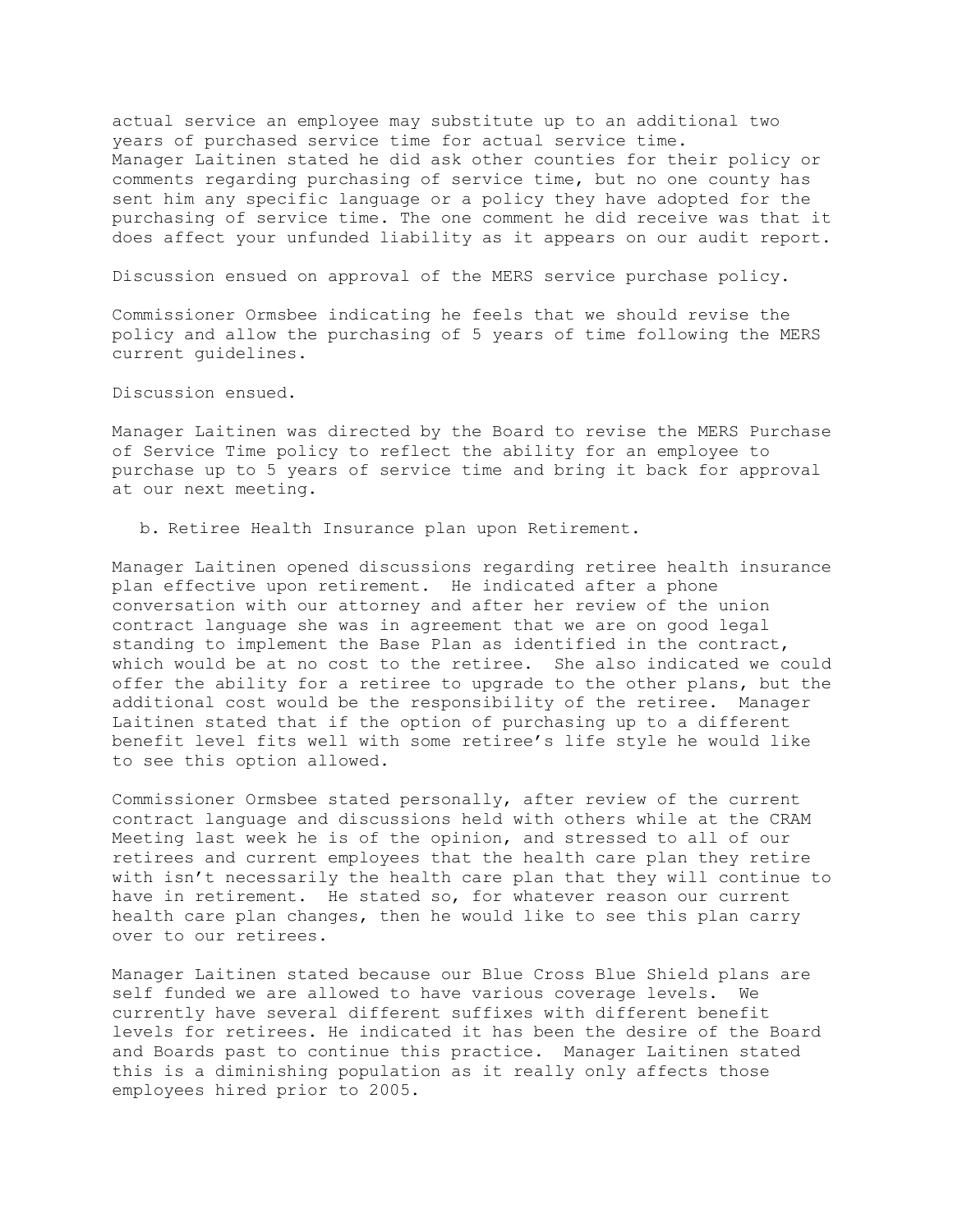actual service an employee may substitute up to an additional two years of purchased service time for actual service time.
Manager Laitinen stated he did ask other counties for their policy or comments regarding purchasing of service time, but no one county has sent him any specific language or a policy they have adopted for the purchasing of service time. The one comment he did receive was that it does affect your unfunded liability as it appears on our audit report.

Discussion ensued on approval of the MERS service purchase policy.

Commissioner Ormsbee indicating he feels that we should revise the policy and allow the purchasing of 5 years of time following the MERS current guidelines.

Discussion ensued.

Manager Laitinen was directed by the Board to revise the MERS Purchase of Service Time policy to reflect the ability for an employee to purchase up to 5 years of service time and bring it back for approval at our next meeting.

b. Retiree Health Insurance plan upon Retirement.

Manager Laitinen opened discussions regarding retiree health insurance plan effective upon retirement. He indicated after a phone conversation with our attorney and after her review of the union contract language she was in agreement that we are on good legal standing to implement the Base Plan as identified in the contract, which would be at no cost to the retiree. She also indicated we could offer the ability for a retiree to upgrade to the other plans, but the additional cost would be the responsibility of the retiree. Manager Laitinen stated that if the option of purchasing up to a different benefit level fits well with some retiree's life style he would like to see this option allowed.

Commissioner Ormsbee stated personally, after review of the current contract language and discussions held with others while at the CRAM Meeting last week he is of the opinion, and stressed to all of our retirees and current employees that the health care plan they retire with isn't necessarily the health care plan that they will continue to have in retirement. He stated so, for whatever reason our current health care plan changes, then he would like to see this plan carry over to our retirees.

Manager Laitinen stated because our Blue Cross Blue Shield plans are self funded we are allowed to have various coverage levels. We currently have several different suffixes with different benefit levels for retirees. He indicated it has been the desire of the Board and Boards past to continue this practice. Manager Laitinen stated this is a diminishing population as it really only affects those employees hired prior to 2005.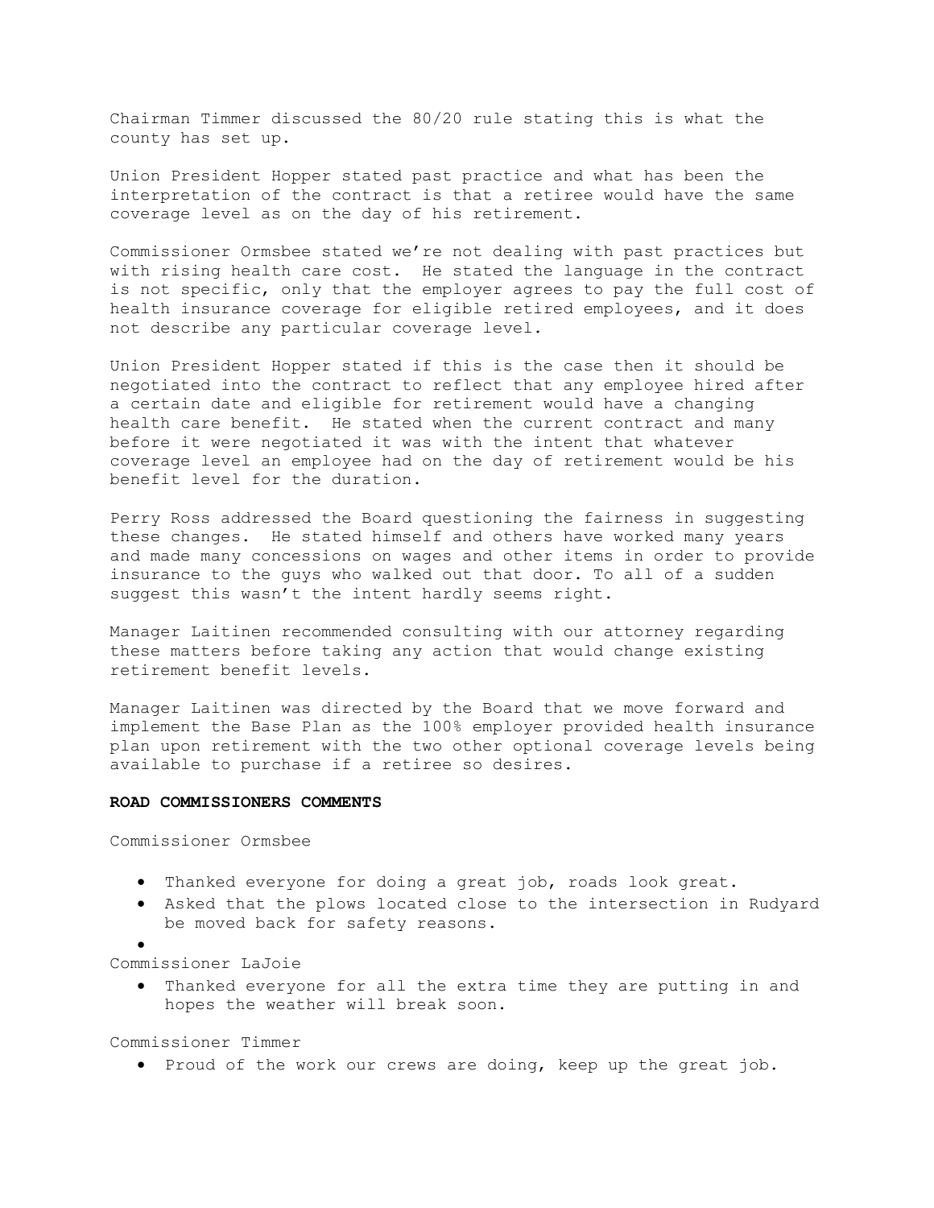Chairman Timmer discussed the 80/20 rule stating this is what the county has set up.

Union President Hopper stated past practice and what has been the interpretation of the contract is that a retiree would have the same coverage level as on the day of his retirement.

Commissioner Ormsbee stated we're not dealing with past practices but with rising health care cost. He stated the language in the contract is not specific, only that the employer agrees to pay the full cost of health insurance coverage for eligible retired employees, and it does not describe any particular coverage level.

Union President Hopper stated if this is the case then it should be negotiated into the contract to reflect that any employee hired after a certain date and eligible for retirement would have a changing health care benefit. He stated when the current contract and many before it were negotiated it was with the intent that whatever coverage level an employee had on the day of retirement would be his benefit level for the duration.

Perry Ross addressed the Board questioning the fairness in suggesting these changes. He stated himself and others have worked many years and made many concessions on wages and other items in order to provide insurance to the guys who walked out that door. To all of a sudden suggest this wasn't the intent hardly seems right.

Manager Laitinen recommended consulting with our attorney regarding these matters before taking any action that would change existing retirement benefit levels.

Manager Laitinen was directed by the Board that we move forward and implement the Base Plan as the 100% employer provided health insurance plan upon retirement with the two other optional coverage levels being available to purchase if a retiree so desires.

**ROAD COMMISSIONERS COMMENTS**

Commissioner Ormsbee

- Thanked everyone for doing a great job, roads look great.
- Asked that the plows located close to the intersection in Rudyard be moved back for safety reasons.

Commissioner LaJoie

- Thanked everyone for all the extra time they are putting in and hopes the weather will break soon.

Commissioner Timmer

- Proud of the work our crews are doing, keep up the great job.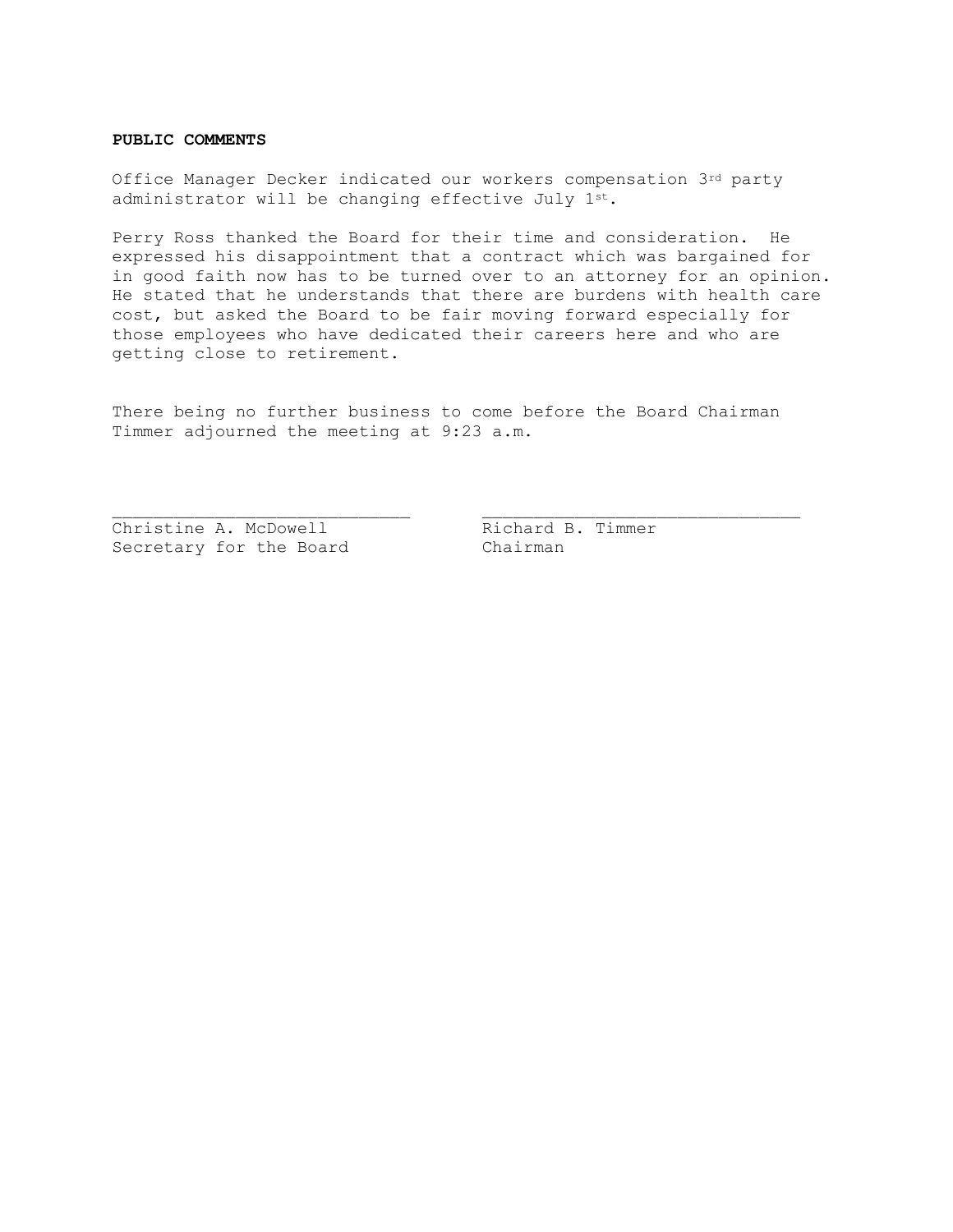**PUBLIC COMMENTS**

Office Manager Decker indicated our workers compensation 3rd party administrator will be changing effective July 1st.

Perry Ross thanked the Board for their time and consideration. He expressed his disappointment that a contract which was bargained for in good faith now has to be turned over to an attorney for an opinion. He stated that he understands that there are burdens with health care cost, but asked the Board to be fair moving forward especially for those employees who have dedicated their careers here and who are getting close to retirement.

There being no further business to come before the Board Chairman Timmer adjourned the meeting at 9:23 a.m.

| | |
|---|---|
| \_\_\_\_\_\_\_\_\_\_\_\_\_\_\_\_\_\_\_\_\_\_\_\_\_\_\_\_\_ | \_\_\_\_\_\_\_\_\_\_\_\_\_\_\_\_\_\_\_\_\_\_\_\_\_\_\_\_\_\_\_ |
| Christine A. McDowell | Richard B. Timmer |
| Secretary for the Board | Chairman |